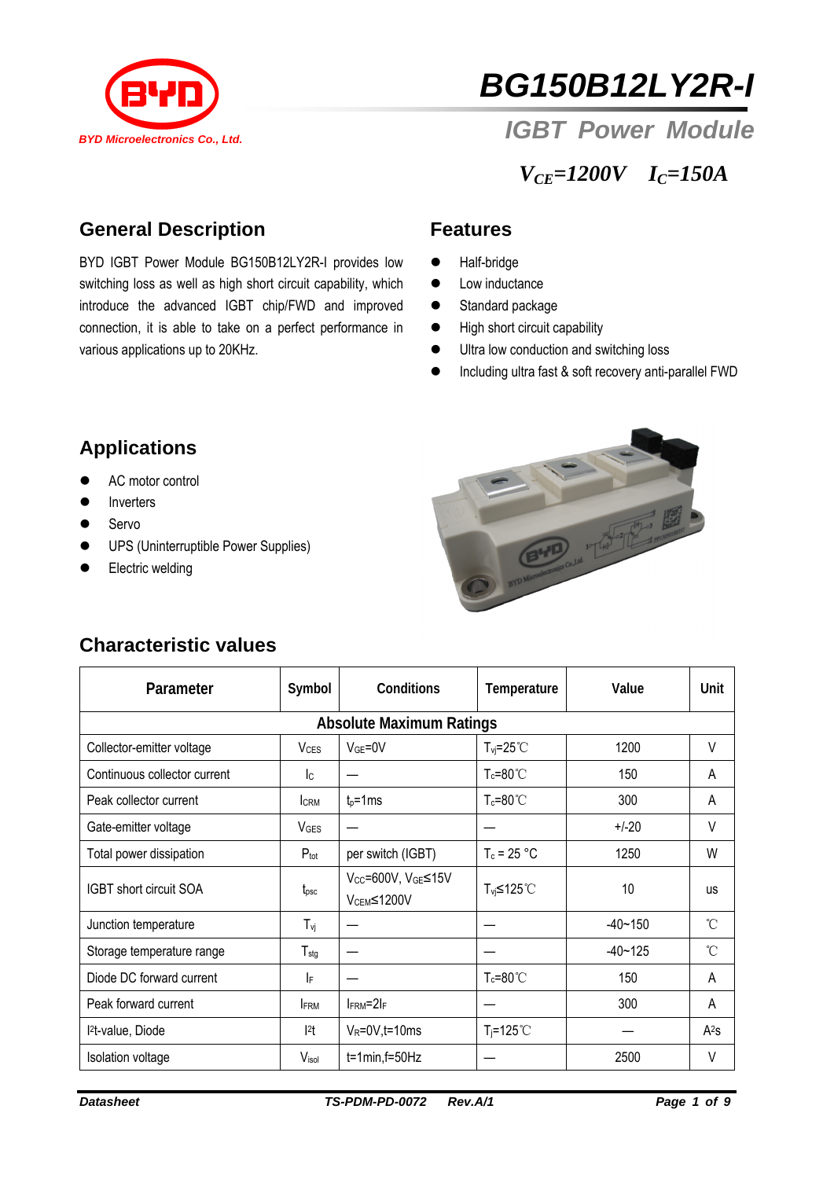BYD Microelectronics Co., Ltd.

# BG150B12LY2R-I

## IGBT Power Module

$V_{CE}$=1200V  $I_C$=150A

## General Description

BYD IGBT Power Module BG150B12LY2R-I provides low switching loss as well as high short circuit capability, which introduce the advanced IGBT chip/FWD and improved connection, it is able to take on a perfect performance in various applications up to 20KHz.

## Features

- Half-bridge
- Low inductance
- Standard package
- High short circuit capability
- Ultra low conduction and switching loss
- Including ultra fast & soft recovery anti-parallel FWD

## Applications

- AC motor control
- Inverters
- Servo
- UPS (Uninterruptible Power Supplies)
- Electric welding

## Characteristic values

| Parameter | Symbol | Conditions | Temperature | Value | Unit |
|---|---|---|---|---|---|
| **Absolute Maximum Ratings** | | | | | |
| Collector-emitter voltage | $V_{CES}$ | $V_{GE}$=0V | $T_{vj}$=25℃ | 1200 | V |
| Continuous collector current | $I_C$ | — | $T_c$=80℃ | 150 | A |
| Peak collector current | $I_{CRM}$ | $t_p$=1ms | $T_c$=80℃ | 300 | A |
| Gate-emitter voltage | $V_{GES}$ | — | — | +/-20 | V |
| Total power dissipation | $P_{tot}$ | per switch (IGBT) | $T_c$ = 25 °C | 1250 | W |
| IGBT short circuit SOA | $t_{psc}$ | $V_{CC}$=600V, $V_{GE}$≤15V $V_{CEM}$≤1200V | $T_{vj}$≤125℃ | 10 | us |
| Junction temperature | $T_{vj}$ | — | — | -40~150 | ℃ |
| Storage temperature range | $T_{stg}$ | — | — | -40~125 | ℃ |
| Diode DC forward current | $I_F$ | — | $T_c$=80℃ | 150 | A |
| Peak forward current | $I_{FRM}$ | $I_{FRM}$=2$I_F$ | — | 300 | A |
| $I^2t$-value, Diode | $I^2t$ | $V_R$=0V,t=10ms | $T_j$=125℃ | — | $A^2s$ |
| Isolation voltage | $V_{isol}$ | t=1min,f=50Hz | — | 2500 | V |

Datasheet TS-PDM-PD-0072 Rev.A/1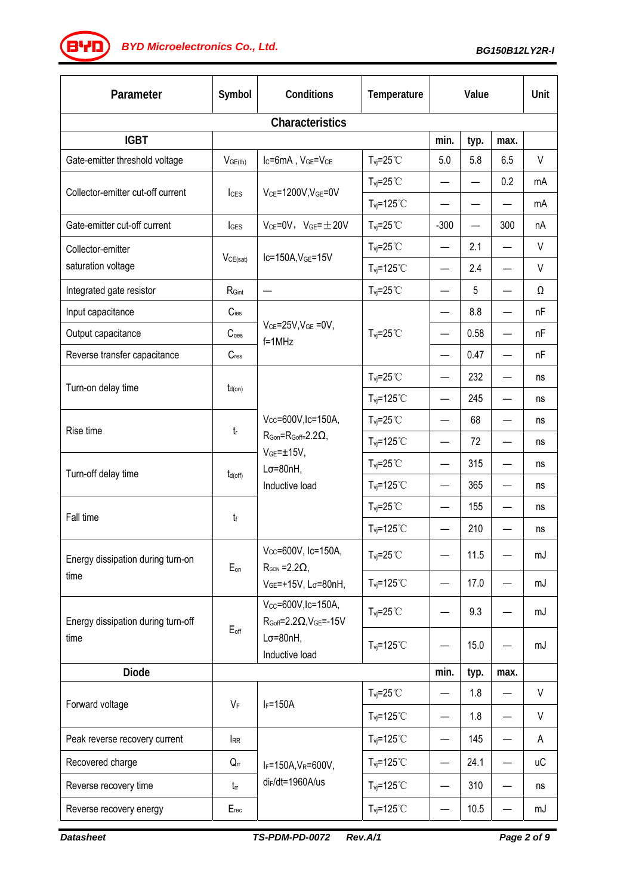| Parameter | Symbol | Conditions | Temperature | Value | | | Unit |
|---|---|---|---|---|---|---|---|
| **Characteristics** | | | | | | | |
| **IGBT** | | | | min. | typ. | max. | |
| Gate-emitter threshold voltage | $V_{GE(th)}$ | $I_C$=6mA , $V_{GE}$=$V_{CE}$ | $T_{vj}$=25℃ | 5.0 | 5.8 | 6.5 | V |
| Collector-emitter cut-off current | $I_{CES}$ | $V_{CE}$=1200V,$V_{GE}$=0V | $T_{vj}$=25℃ | — | — | 0.2 | mA |
| | | | $T_{vj}$=125℃ | — | — | — | mA |
| Gate-emitter cut-off current | $I_{GES}$ | $V_{CE}$=0V， $V_{GE}$=±20V | $T_{vj}$=25℃ | -300 | — | 300 | nA |
| Collector-emitter saturation voltage | $V_{CE(sat)}$ | Ic=150A,$V_{GE}$=15V | $T_{vj}$=25℃ | — | 2.1 | — | V |
| | | | $T_{vj}$=125℃ | — | 2.4 | — | V |
| Integrated gate resistor | $R_{Gint}$ | — | $T_{vj}$=25℃ | — | 5 | — | Ω |
| Input capacitance | $C_{ies}$ | $V_{CE}$=25V,$V_{GE}$ =0V, f=1MHz | $T_{vj}$=25℃ | — | 8.8 | — | nF |
| Output capacitance | $C_{oes}$ | | | — | 0.58 | — | nF |
| Reverse transfer capacitance | $C_{res}$ | | | — | 0.47 | — | nF |
| Turn-on delay time | $t_{d(on)}$ | $V_{CC}$=600V,Ic=150A, $R_{Gon}$=$R_{Goff}$=2.2Ω, $V_{GE}$=±15V, Lσ=80nH, Inductive load | $T_{vj}$=25℃ | — | 232 | — | ns |
| | | | $T_{vj}$=125℃ | — | 245 | — | ns |
| Rise time | $t_r$ | | $T_{vj}$=25℃ | — | 68 | — | ns |
| | | | $T_{vj}$=125℃ | — | 72 | — | ns |
| Turn-off delay time | $t_{d(off)}$ | | $T_{vj}$=25℃ | — | 315 | — | ns |
| | | | $T_{vj}$=125℃ | — | 365 | — | ns |
| Fall time | $t_f$ | | $T_{vj}$=25℃ | — | 155 | — | ns |
| | | | $T_{vj}$=125℃ | — | 210 | — | ns |
| Energy dissipation during turn-on time | $E_{on}$ | $V_{CC}$=600V, Ic=150A, $R_{GON}$ =2.2Ω, $V_{GE}$=+15V, Lσ=80nH, | $T_{vj}$=25℃ | — | 11.5 | — | mJ |
| | | | $T_{vj}$=125℃ | — | 17.0 | — | mJ |
| Energy dissipation during turn-off time | $E_{off}$ | $V_{CC}$=600V,Ic=150A, $R_{Goff}$=2.2Ω,$V_{GE}$=-15V Lσ=80nH, Inductive load | $T_{vj}$=25℃ | — | 9.3 | — | mJ |
| | | | $T_{vj}$=125℃ | — | 15.0 | — | mJ |
| **Diode** | | | | min. | typ. | max. | |
| Forward voltage | $V_F$ | $I_F$=150A | $T_{vj}$=25℃ | — | 1.8 | — | V |
| | | | $T_{vj}$=125℃ | — | 1.8 | — | V |
| Peak reverse recovery current | $I_{RR}$ | $I_F$=150A,$V_R$=600V, $di_F/dt$=1960A/us | $T_{vj}$=125℃ | — | 145 | — | A |
| Recovered charge | $Q_{rr}$ | | $T_{vj}$=125℃ | — | 24.1 | — | uC |
| Reverse recovery time | $t_{rr}$ | | $T_{vj}$=125℃ | — | 310 | — | ns |
| Reverse recovery energy | $E_{rec}$ | | $T_{vj}$=125℃ | — | 10.5 | — | mJ |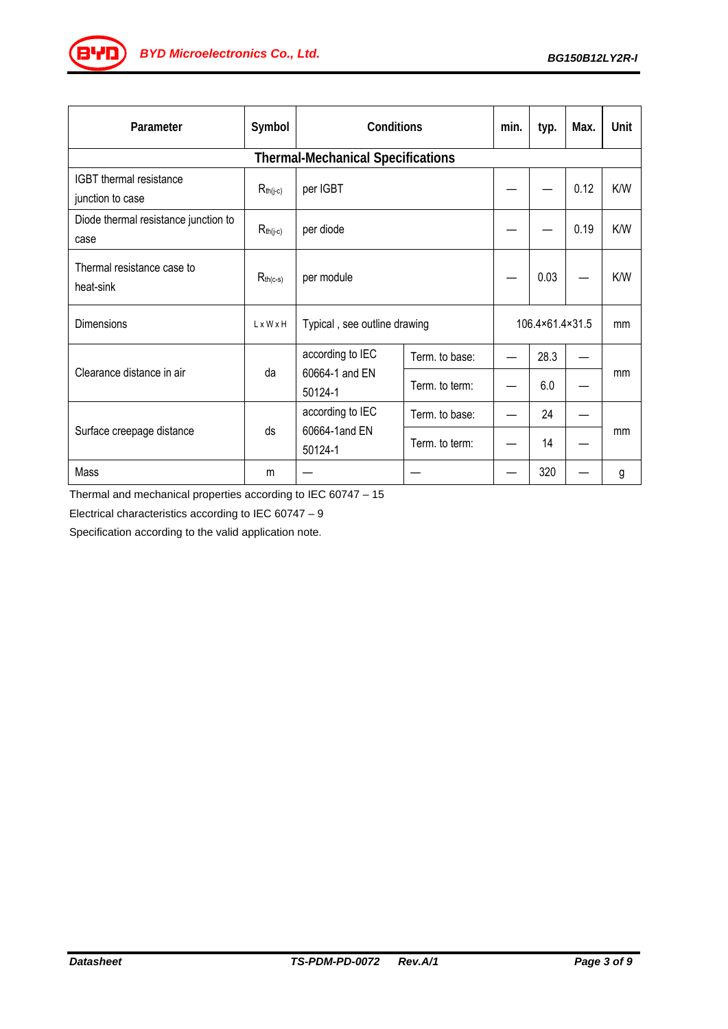| Parameter | Symbol | Conditions | | min. | typ. | Max. | Unit |
|---|---|---|---|---|---|---|---|
| **Thermal-Mechanical Specifications** | | | | | | | |
| IGBT thermal resistance junction to case | $R_{th(j-c)}$ | per IGBT | | — | — | 0.12 | K/W |
| Diode thermal resistance junction to case | $R_{th(j-c)}$ | per diode | | — | — | 0.19 | K/W |
| Thermal resistance case to heat-sink | $R_{th(c-s)}$ | per module | | — | 0.03 | — | K/W |
| Dimensions | L x W x H | Typical , see outline drawing | | 106.4×61.4×31.5 | | | mm |
| Clearance distance in air | da | according to IEC 60664-1 and EN 50124-1 | Term. to base: | — | 28.3 | — | mm |
| | | | Term. to term: | — | 6.0 | — | |
| Surface creepage distance | ds | according to IEC 60664-1and EN 50124-1 | Term. to base: | — | 24 | — | mm |
| | | | Term. to term: | — | 14 | — | |
| Mass | m | — | — | — | 320 | — | g |

Thermal and mechanical properties according to IEC 60747 – 15

Electrical characteristics according to IEC 60747 – 9

Specification according to the valid application note.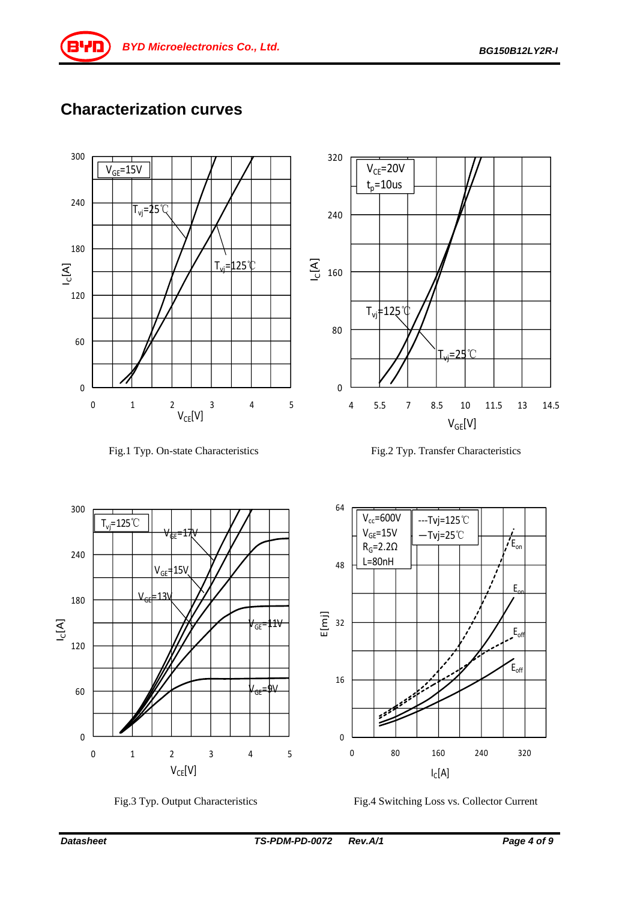## Characterization curves

Fig.1 Typ. On-state Characteristics

Fig.2 Typ. Transfer Characteristics

Fig.3 Typ. Output Characteristics

Fig.4 Switching Loss vs. Collector Current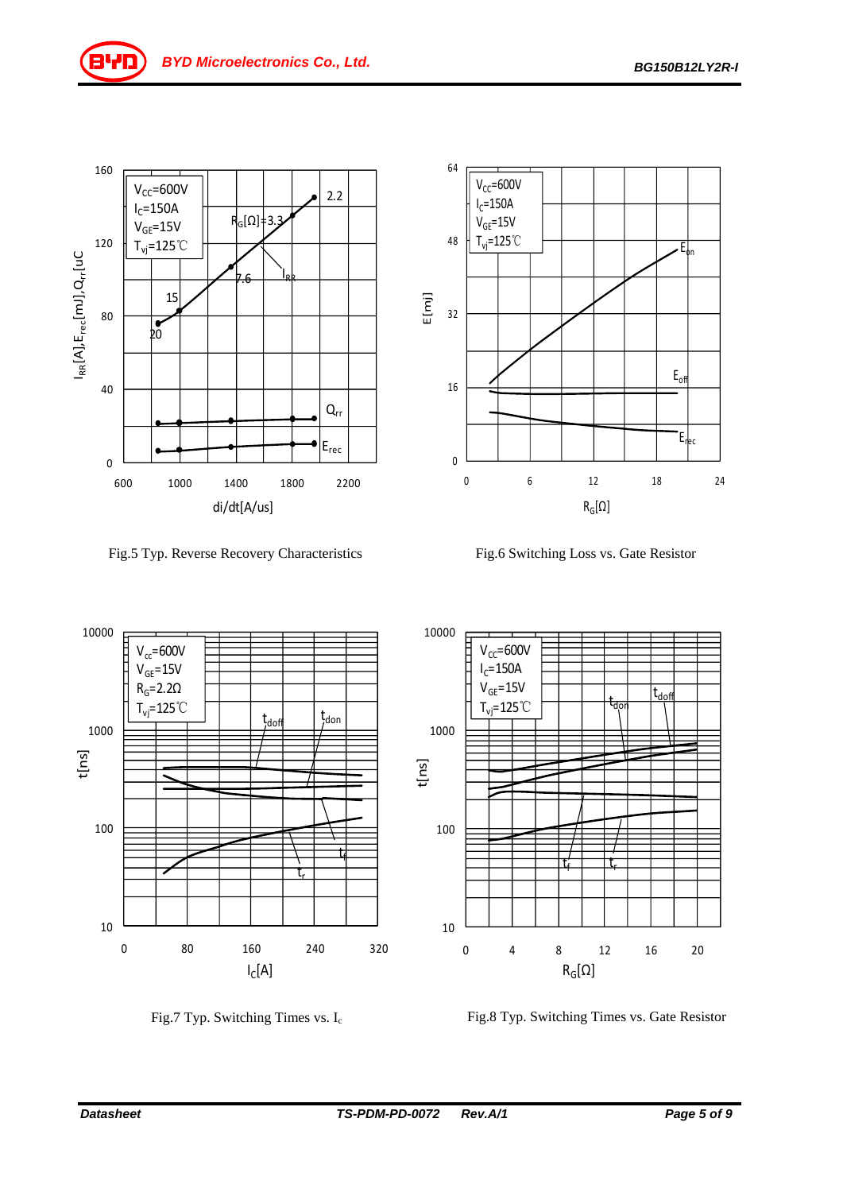Fig.5 Typ. Reverse Recovery Characteristics

Fig.6 Switching Loss vs. Gate Resistor

Fig.7 Typ. Switching Times vs. $I_c$

Fig.8 Typ. Switching Times vs. Gate Resistor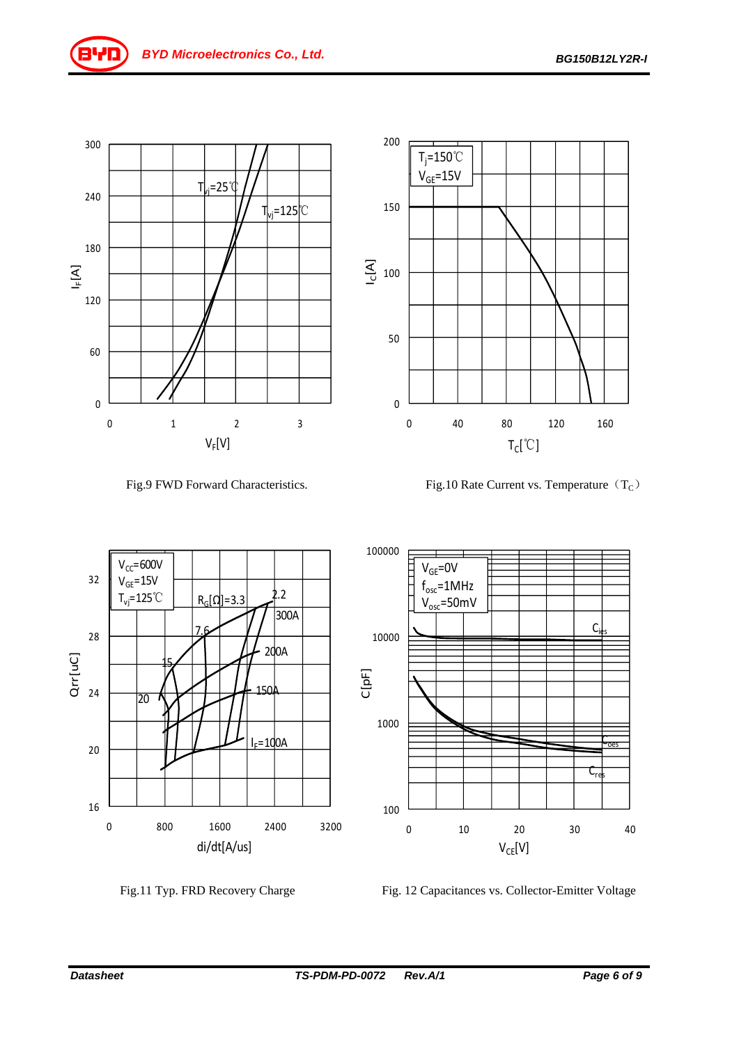Fig.9 FWD Forward Characteristics.

Fig.10 Rate Current vs. Temperature（$T_C$）

Fig.11 Typ. FRD Recovery Charge

Fig. 12 Capacitances vs. Collector-Emitter Voltage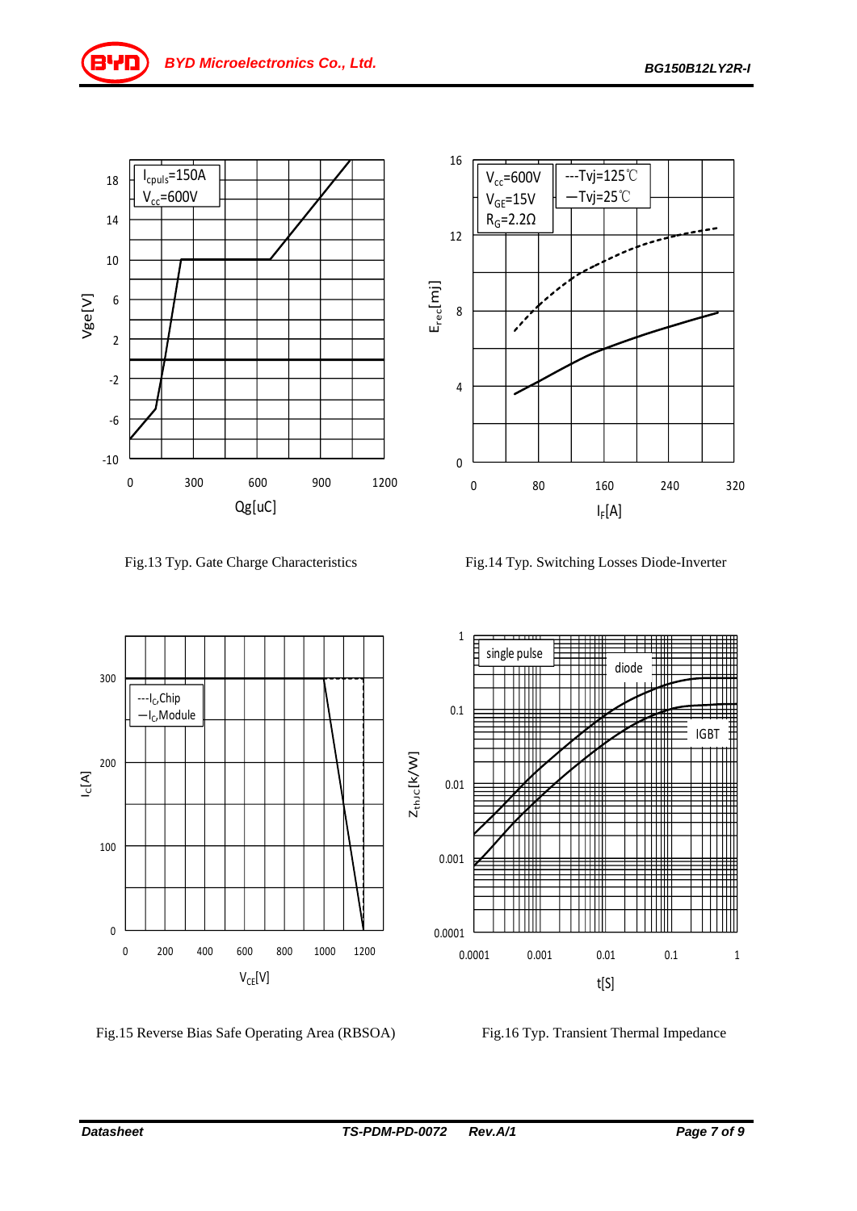Fig.13 Typ. Gate Charge Characteristics

Fig.14 Typ. Switching Losses Diode-Inverter

Fig.15 Reverse Bias Safe Operating Area (RBSOA)

Fig.16 Typ. Transient Thermal Impedance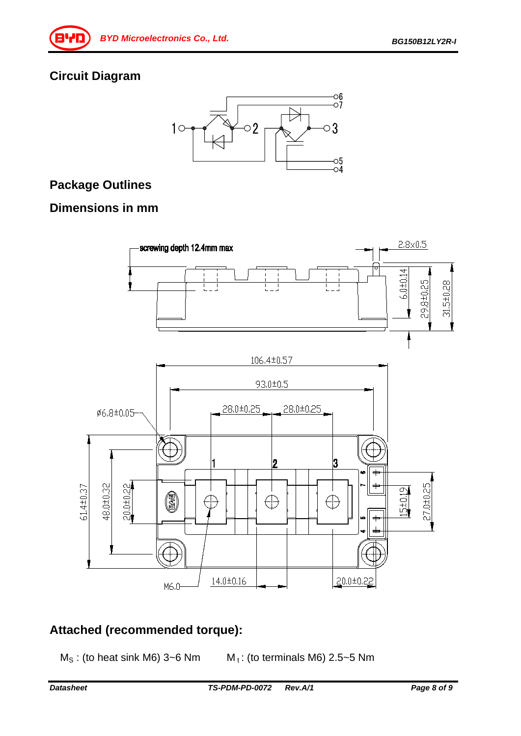## Circuit Diagram

## Package Outlines

## Dimensions in mm

## Attached (recommended torque):

$M_S$ : (to heat sink M6) 3~6 Nm  $M_t$ : (to terminals M6) 2.5~5 Nm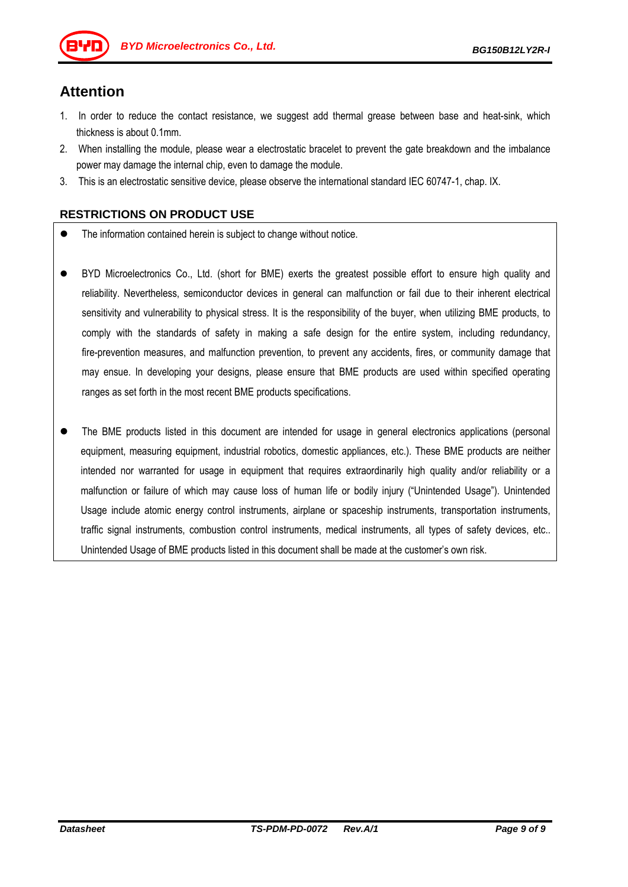## Attention

1. In order to reduce the contact resistance, we suggest add thermal grease between base and heat-sink, which thickness is about 0.1mm.
2. When installing the module, please wear a electrostatic bracelet to prevent the gate breakdown and the imbalance power may damage the internal chip, even to damage the module.
3. This is an electrostatic sensitive device, please observe the international standard IEC 60747-1, chap. IX.

### RESTRICTIONS ON PRODUCT USE

- The information contained herein is subject to change without notice.

- BYD Microelectronics Co., Ltd. (short for BME) exerts the greatest possible effort to ensure high quality and reliability. Nevertheless, semiconductor devices in general can malfunction or fail due to their inherent electrical sensitivity and vulnerability to physical stress. It is the responsibility of the buyer, when utilizing BME products, to comply with the standards of safety in making a safe design for the entire system, including redundancy, fire-prevention measures, and malfunction prevention, to prevent any accidents, fires, or community damage that may ensue. In developing your designs, please ensure that BME products are used within specified operating ranges as set forth in the most recent BME products specifications.

- The BME products listed in this document are intended for usage in general electronics applications (personal equipment, measuring equipment, industrial robotics, domestic appliances, etc.). These BME products are neither intended nor warranted for usage in equipment that requires extraordinarily high quality and/or reliability or a malfunction or failure of which may cause loss of human life or bodily injury ("Unintended Usage"). Unintended Usage include atomic energy control instruments, airplane or spaceship instruments, transportation instruments, traffic signal instruments, combustion control instruments, medical instruments, all types of safety devices, etc.. Unintended Usage of BME products listed in this document shall be made at the customer's own risk.